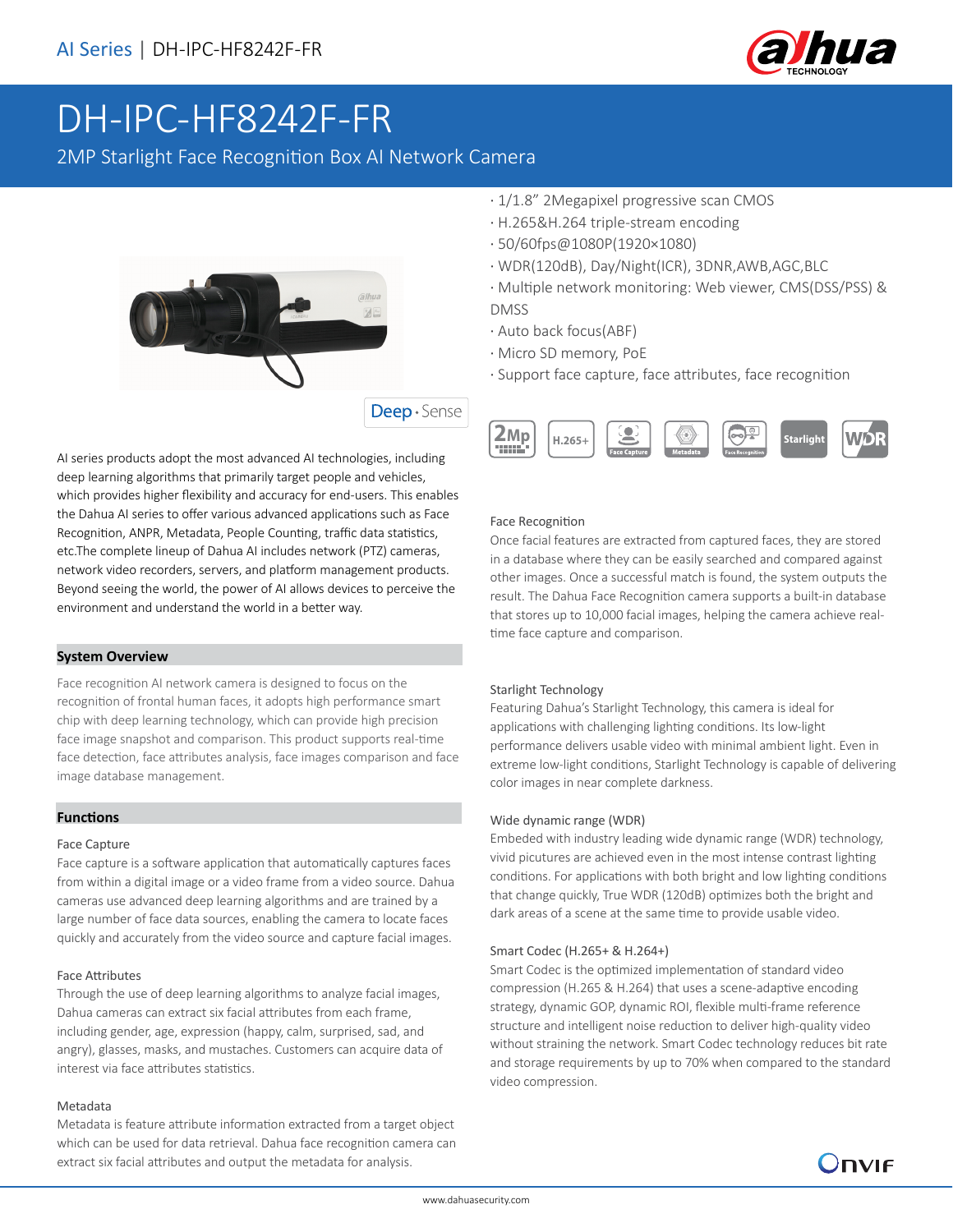AI Series | DH-IPC-HF8242F-FR

# DH-IPC-HF8242F-FR

2MP Starlight Face Recognition Box AI Network Camera

- 1/1.8" 2Megapixel progressive scan CMOS
- H.265&H.264 triple-stream encoding
- 50/60fps@1080P(1920×1080)
- WDR(120dB), Day/Night(ICR), 3DNR,AWB,AGC,BLC
- Multiple network monitoring: Web viewer, CMS(DSS/PSS) & DMSS
- Auto back focus(ABF)
- Micro SD memory, PoE
- Support face capture, face attributes, face recognition

Deep · Sense

AI series products adopt the most advanced AI technologies, including deep learning algorithms that primarily target people and vehicles, which provides higher flexibility and accuracy for end-users. This enables the Dahua AI series to offer various advanced applications such as Face Recognition, ANPR, Metadata, People Counting, traffic data statistics, etc.The complete lineup of Dahua AI includes network (PTZ) cameras, network video recorders, servers, and platform management products. Beyond seeing the world, the power of AI allows devices to perceive the environment and understand the world in a better way.

## System Overview

Face recognition AI network camera is designed to focus on the recognition of frontal human faces, it adopts high performance smart chip with deep learning technology, which can provide high precision face image snapshot and comparison. This product supports real-time face detection, face attributes analysis, face images comparison and face image database management.

## Functions

### Face Capture

Face capture is a software application that automatically captures faces from within a digital image or a video frame from a video source. Dahua cameras use advanced deep learning algorithms and are trained by a large number of face data sources, enabling the camera to locate faces quickly and accurately from the video source and capture facial images.

### Face Attributes

Through the use of deep learning algorithms to analyze facial images, Dahua cameras can extract six facial attributes from each frame, including gender, age, expression (happy, calm, surprised, sad, and angry), glasses, masks, and mustaches. Customers can acquire data of interest via face attributes statistics.

### Metadata

Metadata is feature attribute information extracted from a target object which can be used for data retrieval. Dahua face recognition camera can extract six facial attributes and output the metadata for analysis.

### Face Recognition

Once facial features are extracted from captured faces, they are stored in a database where they can be easily searched and compared against other images. Once a successful match is found, the system outputs the result. The Dahua Face Recognition camera supports a built-in database that stores up to 10,000 facial images, helping the camera achieve real-time face capture and comparison.

### Starlight Technology

Featuring Dahua's Starlight Technology, this camera is ideal for applications with challenging lighting conditions. Its low-light performance delivers usable video with minimal ambient light. Even in extreme low-light conditions, Starlight Technology is capable of delivering color images in near complete darkness.

### Wide dynamic range (WDR)

Embeded with industry leading wide dynamic range (WDR) technology, vivid picutures are achieved even in the most intense contrast lighting conditions. For applications with both bright and low lighting conditions that change quickly, True WDR (120dB) optimizes both the bright and dark areas of a scene at the same time to provide usable video.

### Smart Codec (H.265+ & H.264+)

Smart Codec is the optimized implementation of standard video compression (H.265 & H.264) that uses a scene-adaptive encoding strategy, dynamic GOP, dynamic ROI, flexible multi-frame reference structure and intelligent noise reduction to deliver high-quality video without straining the network. Smart Codec technology reduces bit rate and storage requirements by up to 70% when compared to the standard video compression.

www.dahuasecurity.com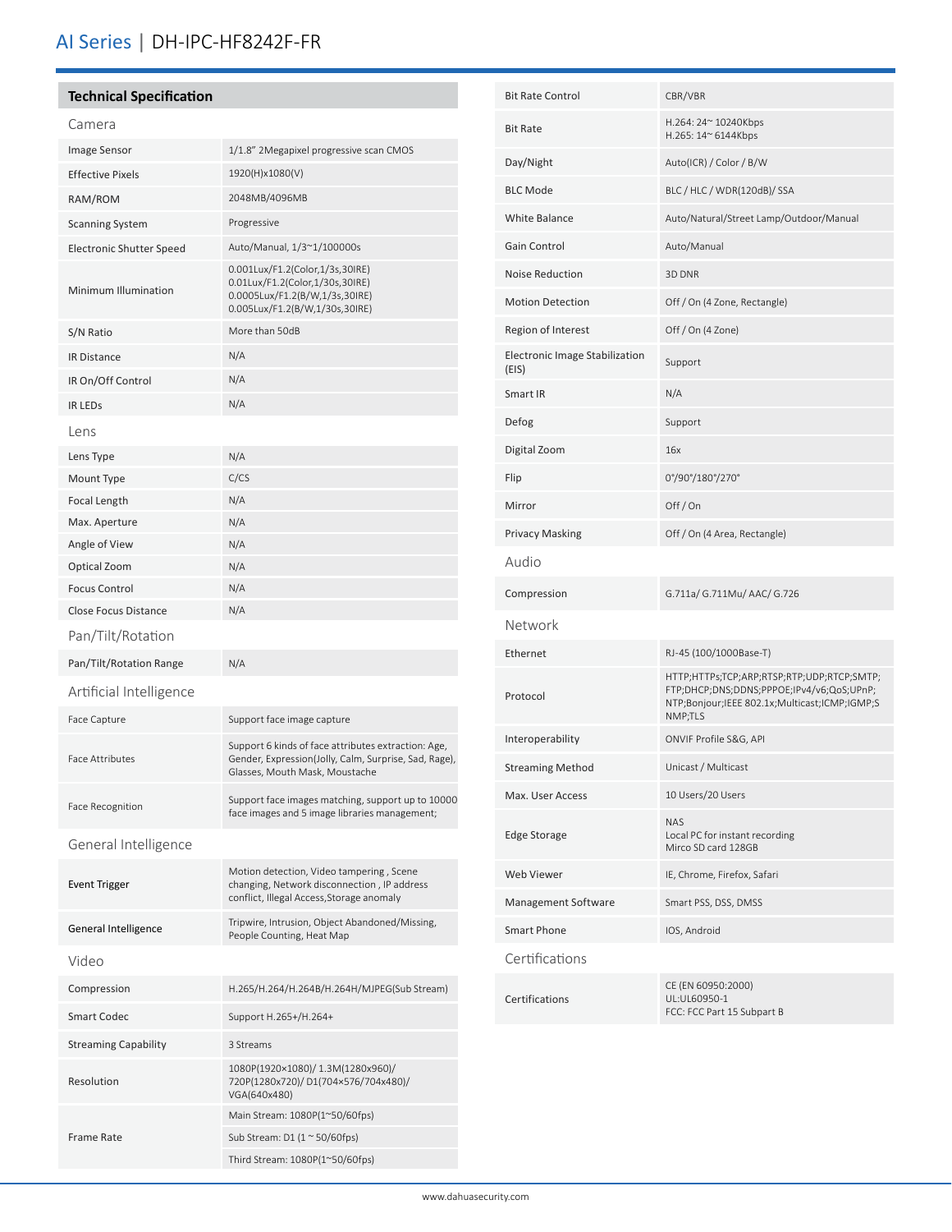# AI Series | DH-IPC-HF8242F-FR

## Technical Specification

### Camera

| | |
|---|---|
| Image Sensor | 1/1.8" 2Megapixel progressive scan CMOS |
| Effective Pixels | 1920(H)x1080(V) |
| RAM/ROM | 2048MB/4096MB |
| Scanning System | Progressive |
| Electronic Shutter Speed | Auto/Manual, 1/3~1/100000s |
| Minimum Illumination | 0.001Lux/F1.2(Color,1/3s,30IRE)<br>0.01Lux/F1.2(Color,1/30s,30IRE)<br>0.0005Lux/F1.2(B/W,1/3s,30IRE)<br>0.005Lux/F1.2(B/W,1/30s,30IRE) |
| S/N Ratio | More than 50dB |
| IR Distance | N/A |
| IR On/Off Control | N/A |
| IR LEDs | N/A |

### Lens

| | |
|---|---|
| Lens Type | N/A |
| Mount Type | C/CS |
| Focal Length | N/A |
| Max. Aperture | N/A |
| Angle of View | N/A |
| Optical Zoom | N/A |
| Focus Control | N/A |
| Close Focus Distance | N/A |

### Pan/Tilt/Rotation

| | |
|---|---|
| Pan/Tilt/Rotation Range | N/A |

### Artificial Intelligence

| | |
|---|---|
| Face Capture | Support face image capture |
| Face Attributes | Support 6 kinds of face attributes extraction: Age, Gender, Expression(Jolly, Calm, Surprise, Sad, Rage), Glasses, Mouth Mask, Moustache |
| Face Recognition | Support face images matching, support up to 10000 face images and 5 image libraries management; |

### General Intelligence

| | |
|---|---|
| Event Trigger | Motion detection, Video tampering , Scene changing, Network disconnection , IP address conflict, Illegal Access,Storage anomaly |
| General Intelligence | Tripwire, Intrusion, Object Abandoned/Missing, People Counting, Heat Map |

### Video

| | |
|---|---|
| Compression | H.265/H.264/H.264B/H.264H/MJPEG(Sub Stream) |
| Smart Codec | Support H.265+/H.264+ |
| Streaming Capability | 3 Streams |
| Resolution | 1080P(1920×1080)/ 1.3M(1280x960)/ 720P(1280x720)/ D1(704×576/704x480)/ VGA(640x480) |
| Frame Rate | Main Stream: 1080P(1~50/60fps)<br>Sub Stream: D1 (1 ~ 50/60fps)<br>Third Stream: 1080P(1~50/60fps) |
| Bit Rate Control | CBR/VBR |
| Bit Rate | H.264: 24~ 10240Kbps<br>H.265: 14~ 6144Kbps |
| Day/Night | Auto(ICR) / Color / B/W |
| BLC Mode | BLC / HLC / WDR(120dB)/ SSA |
| White Balance | Auto/Natural/Street Lamp/Outdoor/Manual |
| Gain Control | Auto/Manual |
| Noise Reduction | 3D DNR |
| Motion Detection | Off / On (4 Zone, Rectangle) |
| Region of Interest | Off / On (4 Zone) |
| Electronic Image Stabilization (EIS) | Support |
| Smart IR | N/A |
| Defog | Support |
| Digital Zoom | 16x |
| Flip | 0°/90°/180°/270° |
| Mirror | Off / On |
| Privacy Masking | Off / On (4 Area, Rectangle) |

### Audio

| | |
|---|---|
| Compression | G.711a/ G.711Mu/ AAC/ G.726 |

### Network

| | |
|---|---|
| Ethernet | RJ-45 (100/1000Base-T) |
| Protocol | HTTP;HTTPs;TCP;ARP;RTSP;RTP;UDP;RTCP;SMTP;FTP;DHCP;DNS;DDNS;PPPOE;IPv4/v6;QoS;UPnP;NTP;Bonjour;IEEE 802.1x;Multicast;ICMP;IGMP;SNMP;TLS |
| Interoperability | ONVIF Profile S&G, API |
| Streaming Method | Unicast / Multicast |
| Max. User Access | 10 Users/20 Users |
| Edge Storage | NAS<br>Local PC for instant recording<br>Mirco SD card 128GB |
| Web Viewer | IE, Chrome, Firefox, Safari |
| Management Software | Smart PSS, DSS, DMSS |
| Smart Phone | IOS, Android |

### Certifications

| | |
|---|---|
| Certifications | CE (EN 60950:2000)<br>UL:UL60950-1<br>FCC: FCC Part 15 Subpart B |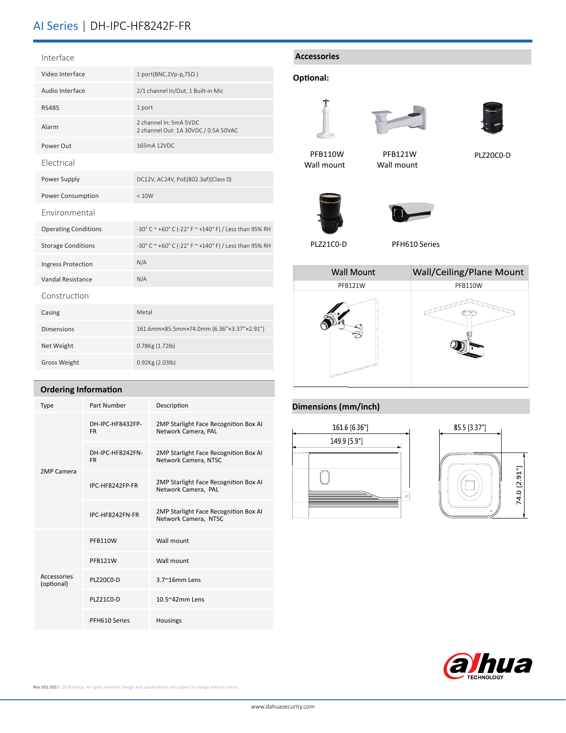## Interface

| | |
|---|---|
| Video Interface | 1 port(BNC,1Vp-p,75Ω ) |
| Audio Interface | 2/1 channel In/Out, 1 Built-in Mic |
| RS485 | 1 port |
| Alarm | 2 channel In: 5mA 5VDC<br>2 channel Out: 1A 30VDC / 0.5A 50VAC |
| Power Out | 165mA 12VDC |

## Electrical

| | |
|---|---|
| Power Supply | DC12V, AC24V, PoE(802.3af)(Class 0) |
| Power Consumption | < 10W |

## Environmental

| | |
|---|---|
| Operating Conditions | -30° C ~ +60° C (-22° F ~ +140° F) / Less than 95% RH |
| Storage Conditions | -30° C ~ +60° C (-22° F ~ +140° F) / Less than 95% RH |
| Ingress Protection | N/A |
| Vandal Resistance | N/A |

## Construction

| | |
|---|---|
| Casing | Metal |
| Dimensions | 161.6mm×85.5mm×74.0mm (6.36"×3.37"×2.91") |
| Net Weight | 0.78Kg (1.72lb) |
| Gross Weight | 0.92Kg (2.03lb) |

## Ordering Information

| Type | Part Number | Description |
|---|---|---|
| 2MP Camera | DH-IPC-HF8432FP-FR | 2MP Starlight Face Recognition Box AI Network Camera, PAL |
| | DH-IPC-HF8242FN-FR | 2MP Starlight Face Recognition Box AI Network Camera, NTSC |
| | IPC-HF8242FP-FR | 2MP Starlight Face Recognition Box AI Network Camera, PAL |
| | IPC-HF8242FN-FR | 2MP Starlight Face Recognition Box AI Network Camera, NTSC |
| Accessories (optional) | PFB110W | Wall mount |
| | PFB121W | Wall mount |
| | PLZ20C0-D | 3.7~16mm Lens |
| | PLZ21C0-D | 10.5~42mm Lens |
| | PFH610 Series | Housings |

## Accessories

**Optional:**

PFB110W Wall mount

PFB121W Wall mount

PLZ20C0-D

PLZ21C0-D

PFH610 Series

| Wall Mount | Wall/Ceiling/Plane Mount |
|---|---|
| PFB121W | PFB110W |

## Dimensions (mm/inch)

161.6 [6.36"]

149.9 [5.9"]

85.5 [3.37"]

74.0 [2.91"]

Rev 001.001© 2018 Dahua. All rights reserved. Design and specifications are subject to change without notice.

www.dahuasecurity.com